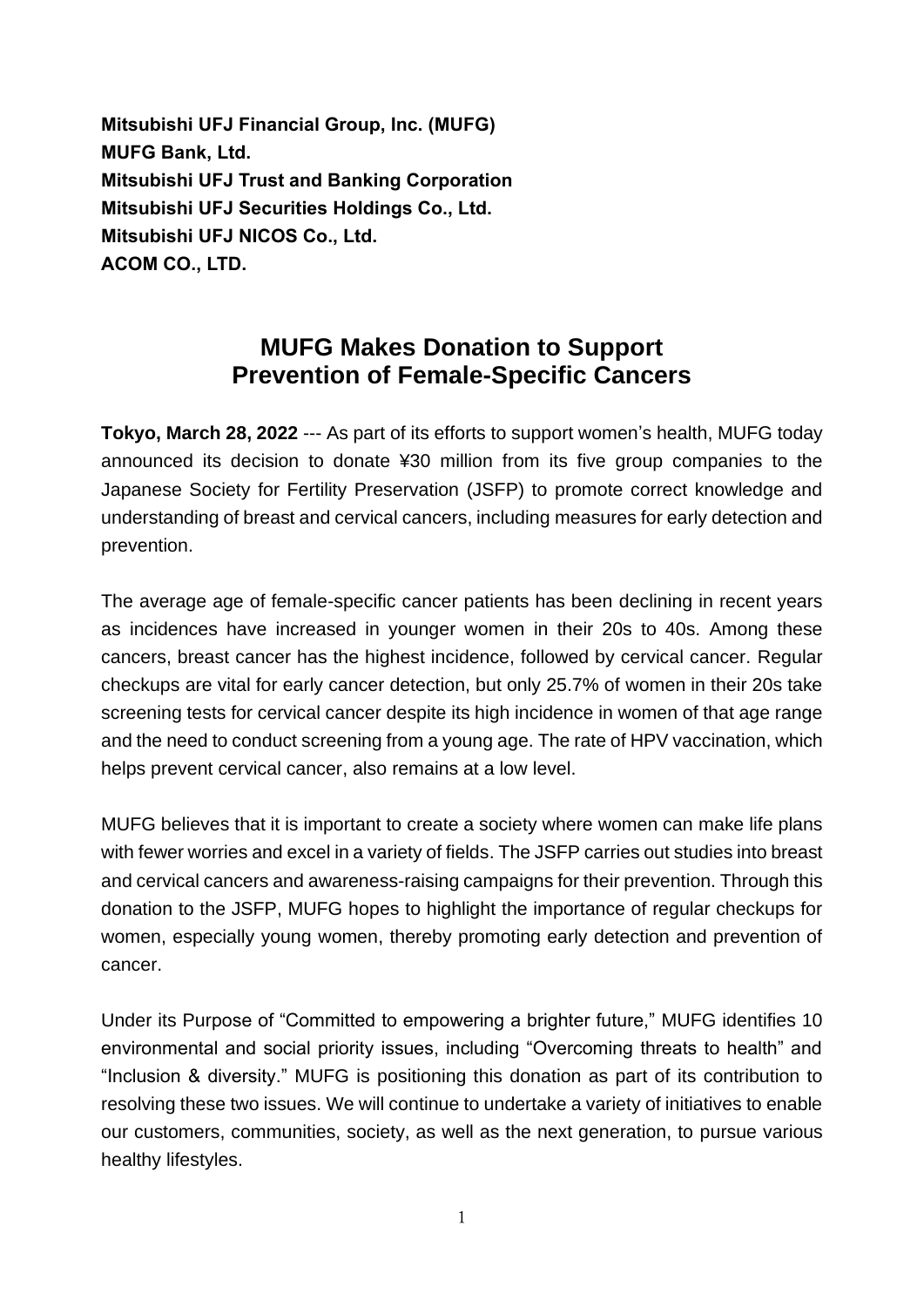**Mitsubishi UFJ Financial Group, Inc. (MUFG)**
**MUFG Bank, Ltd.**
**Mitsubishi UFJ Trust and Banking Corporation**
**Mitsubishi UFJ Securities Holdings Co., Ltd.**
**Mitsubishi UFJ NICOS Co., Ltd.**
**ACOM CO., LTD.**

# MUFG Makes Donation to Support Prevention of Female-Specific Cancers

**Tokyo, March 28, 2022** --- As part of its efforts to support women's health, MUFG today announced its decision to donate ¥30 million from its five group companies to the Japanese Society for Fertility Preservation (JSFP) to promote correct knowledge and understanding of breast and cervical cancers, including measures for early detection and prevention.

The average age of female-specific cancer patients has been declining in recent years as incidences have increased in younger women in their 20s to 40s. Among these cancers, breast cancer has the highest incidence, followed by cervical cancer. Regular checkups are vital for early cancer detection, but only 25.7% of women in their 20s take screening tests for cervical cancer despite its high incidence in women of that age range and the need to conduct screening from a young age. The rate of HPV vaccination, which helps prevent cervical cancer, also remains at a low level.

MUFG believes that it is important to create a society where women can make life plans with fewer worries and excel in a variety of fields. The JSFP carries out studies into breast and cervical cancers and awareness-raising campaigns for their prevention. Through this donation to the JSFP, MUFG hopes to highlight the importance of regular checkups for women, especially young women, thereby promoting early detection and prevention of cancer.

Under its Purpose of "Committed to empowering a brighter future," MUFG identifies 10 environmental and social priority issues, including "Overcoming threats to health" and "Inclusion & diversity." MUFG is positioning this donation as part of its contribution to resolving these two issues. We will continue to undertake a variety of initiatives to enable our customers, communities, society, as well as the next generation, to pursue various healthy lifestyles.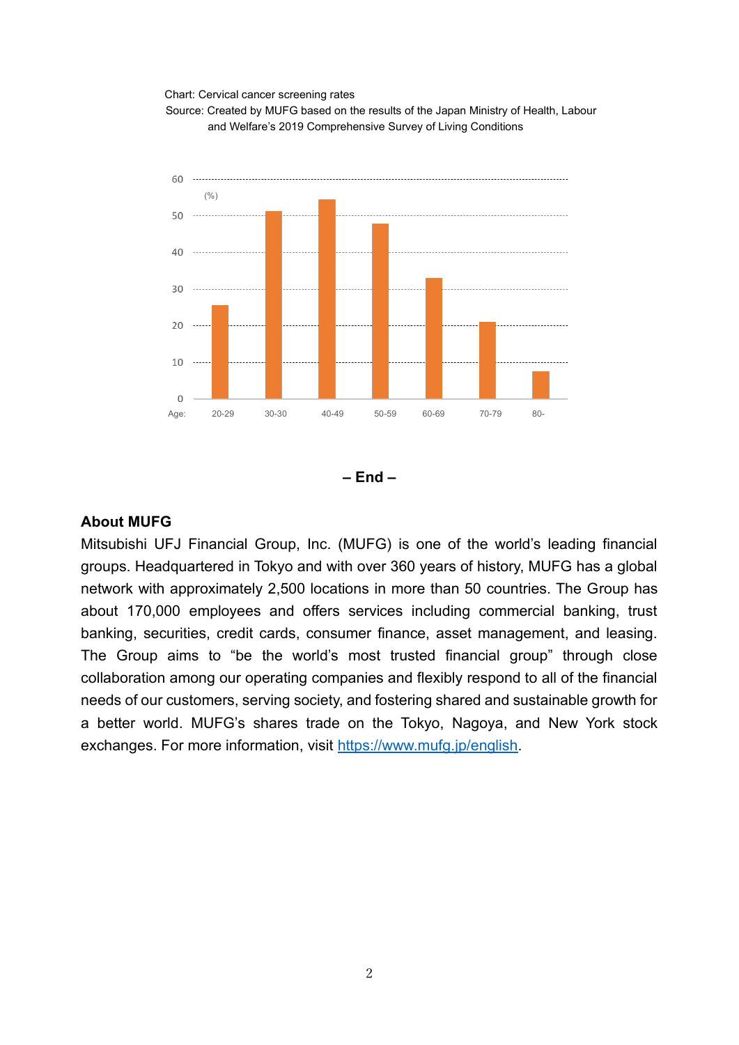Chart: Cervical cancer screening rates

Source: Created by MUFG based on the results of the Japan Ministry of Health, Labour and Welfare's 2019 Comprehensive Survey of Living Conditions

60
50
40
30
20
10
0
(%)
Age: 20-29 30-30 40-49 50-59 60-69 70-79 80-

**– End –**

## About MUFG

Mitsubishi UFJ Financial Group, Inc. (MUFG) is one of the world's leading financial groups. Headquartered in Tokyo and with over 360 years of history, MUFG has a global network with approximately 2,500 locations in more than 50 countries. The Group has about 170,000 employees and offers services including commercial banking, trust banking, securities, credit cards, consumer finance, asset management, and leasing. The Group aims to "be the world's most trusted financial group" through close collaboration among our operating companies and flexibly respond to all of the financial needs of our customers, serving society, and fostering shared and sustainable growth for a better world. MUFG's shares trade on the Tokyo, Nagoya, and New York stock exchanges. For more information, visit [https://www.mufg.jp/english](https://www.mufg.jp/english).